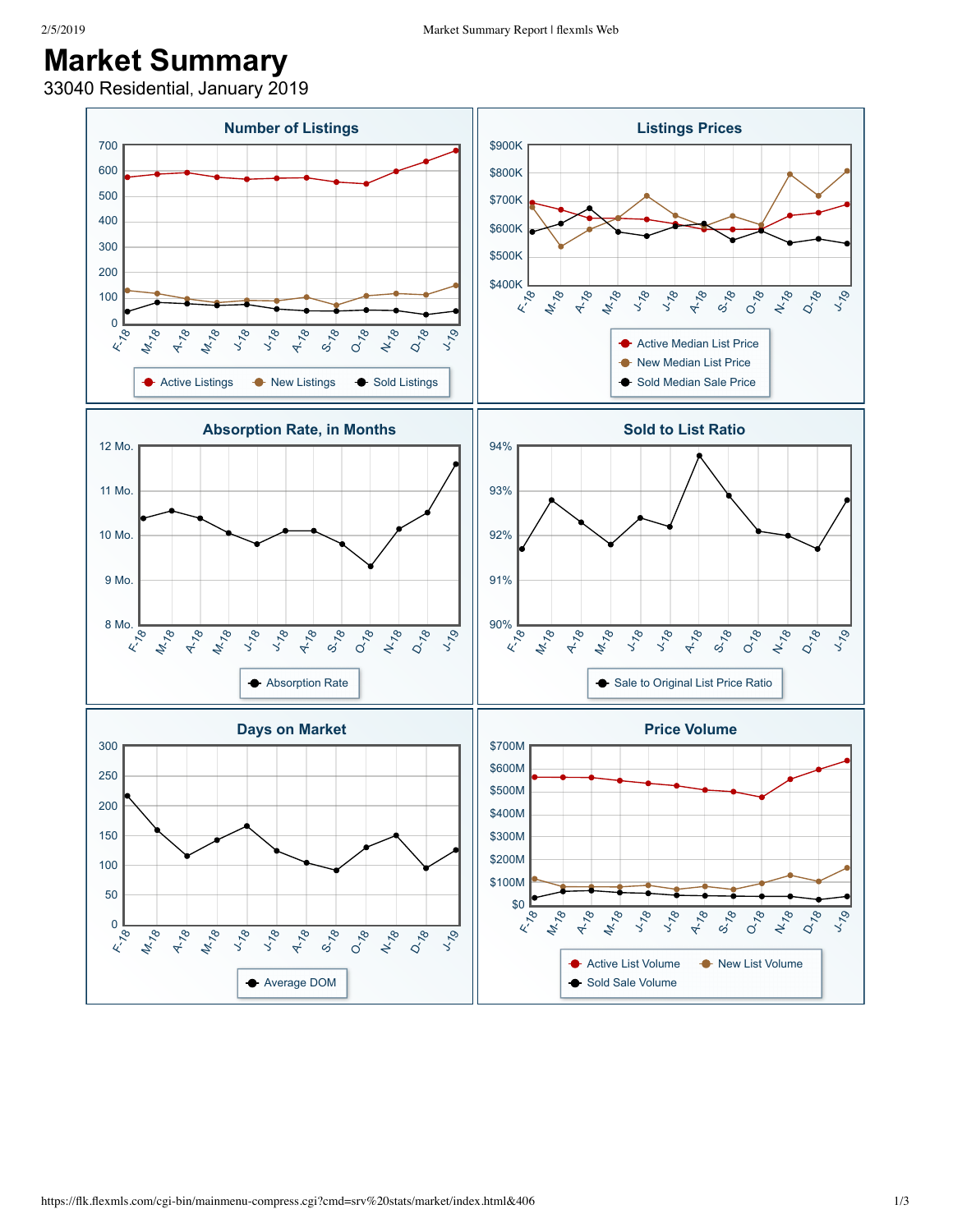# Market Summary

33040 Residential, January 2019

## Number of Listings

700
600
500
400
300
200
100
0

F-18 M-18 A-18 M-18 J-18 J-18 A-18 S-18 O-18 N-18 D-18 J-19

Active Listings · New Listings · Sold Listings

## Listings Prices

$900K
$800K
$700K
$600K
$500K
$400K

F-18 M-18 A-18 M-18 J-18 J-18 A-18 S-18 O-18 N-18 D-18 J-19

Active Median List Price · New Median List Price · Sold Median Sale Price

## Absorption Rate, in Months

12 Mo.
11 Mo.
10 Mo.
9 Mo.
8 Mo.

F-18 M-18 A-18 M-18 J-18 J-18 A-18 S-18 O-18 N-18 D-18 J-19

Absorption Rate

## Sold to List Ratio

94%
93%
92%
91%
90%

F-18 M-18 A-18 M-18 J-18 J-18 A-18 S-18 O-18 N-18 D-18 J-19

Sale to Original List Price Ratio

## Days on Market

300
250
200
150
100
50
0

F-18 M-18 A-18 M-18 J-18 J-18 A-18 S-18 O-18 N-18 D-18 J-19

Average DOM

## Price Volume

$700M
$600M
$500M
$400M
$300M
$200M
$100M
$0

F-18 M-18 A-18 M-18 J-18 J-18 A-18 S-18 O-18 N-18 D-18 J-19

Active List Volume · New List Volume · Sold Sale Volume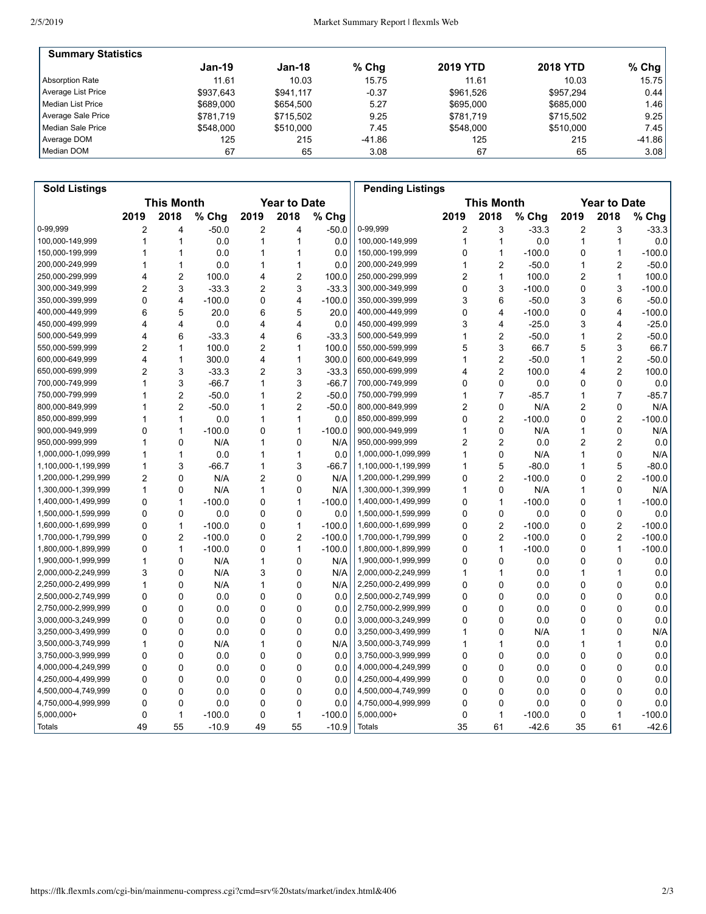| Summary Statistics | Jan-19 | Jan-18 | % Chg | 2019 YTD | 2018 YTD | % Chg |
|---|---|---|---|---|---|---|
| Absorption Rate | 11.61 | 10.03 | 15.75 | 11.61 | 10.03 | 15.75 |
| Average List Price | $937,643 | $941,117 | -0.37 | $961,526 | $957,294 | 0.44 |
| Median List Price | $689,000 | $654,500 | 5.27 | $695,000 | $685,000 | 1.46 |
| Average Sale Price | $781,719 | $715,502 | 9.25 | $781,719 | $715,502 | 9.25 |
| Median Sale Price | $548,000 | $510,000 | 7.45 | $548,000 | $510,000 | 7.45 |
| Average DOM | 125 | 215 | -41.86 | 125 | 215 | -41.86 |
| Median DOM | 67 | 65 | 3.08 | 67 | 65 | 3.08 |

**Sold Listings**

| | This Month | | | Year to Date | | |
|---|---|---|---|---|---|---|
| | 2019 | 2018 | % Chg | 2019 | 2018 | % Chg |
| 0-99,999 | 2 | 4 | -50.0 | 2 | 4 | -50.0 |
| 100,000-149,999 | 1 | 1 | 0.0 | 1 | 1 | 0.0 |
| 150,000-199,999 | 1 | 1 | 0.0 | 1 | 1 | 0.0 |
| 200,000-249,999 | 1 | 1 | 0.0 | 1 | 1 | 0.0 |
| 250,000-299,999 | 4 | 2 | 100.0 | 4 | 2 | 100.0 |
| 300,000-349,999 | 2 | 3 | -33.3 | 2 | 3 | -33.3 |
| 350,000-399,999 | 0 | 4 | -100.0 | 0 | 4 | -100.0 |
| 400,000-449,999 | 6 | 5 | 20.0 | 6 | 5 | 20.0 |
| 450,000-499,999 | 4 | 4 | 0.0 | 4 | 4 | 0.0 |
| 500,000-549,999 | 4 | 6 | -33.3 | 4 | 6 | -33.3 |
| 550,000-599,999 | 2 | 1 | 100.0 | 2 | 1 | 100.0 |
| 600,000-649,999 | 4 | 1 | 300.0 | 4 | 1 | 300.0 |
| 650,000-699,999 | 2 | 3 | -33.3 | 2 | 3 | -33.3 |
| 700,000-749,999 | 1 | 3 | -66.7 | 1 | 3 | -66.7 |
| 750,000-799,999 | 1 | 2 | -50.0 | 1 | 2 | -50.0 |
| 800,000-849,999 | 1 | 2 | -50.0 | 1 | 2 | -50.0 |
| 850,000-899,999 | 1 | 1 | 0.0 | 1 | 1 | 0.0 |
| 900,000-949,999 | 0 | 1 | -100.0 | 0 | 1 | -100.0 |
| 950,000-999,999 | 1 | 0 | N/A | 1 | 0 | N/A |
| 1,000,000-1,099,999 | 1 | 1 | 0.0 | 1 | 1 | 0.0 |
| 1,100,000-1,199,999 | 1 | 3 | -66.7 | 1 | 3 | -66.7 |
| 1,200,000-1,299,999 | 2 | 0 | N/A | 2 | 0 | N/A |
| 1,300,000-1,399,999 | 1 | 0 | N/A | 1 | 0 | N/A |
| 1,400,000-1,499,999 | 0 | 1 | -100.0 | 0 | 1 | -100.0 |
| 1,500,000-1,599,999 | 0 | 0 | 0.0 | 0 | 0 | 0.0 |
| 1,600,000-1,699,999 | 0 | 1 | -100.0 | 0 | 1 | -100.0 |
| 1,700,000-1,799,999 | 0 | 2 | -100.0 | 0 | 2 | -100.0 |
| 1,800,000-1,899,999 | 0 | 1 | -100.0 | 0 | 1 | -100.0 |
| 1,900,000-1,999,999 | 1 | 0 | N/A | 1 | 0 | N/A |
| 2,000,000-2,249,999 | 3 | 0 | N/A | 3 | 0 | N/A |
| 2,250,000-2,499,999 | 1 | 0 | N/A | 1 | 0 | N/A |
| 2,500,000-2,749,999 | 0 | 0 | 0.0 | 0 | 0 | 0.0 |
| 2,750,000-2,999,999 | 0 | 0 | 0.0 | 0 | 0 | 0.0 |
| 3,000,000-3,249,999 | 0 | 0 | 0.0 | 0 | 0 | 0.0 |
| 3,250,000-3,499,999 | 0 | 0 | 0.0 | 0 | 0 | 0.0 |
| 3,500,000-3,749,999 | 1 | 0 | N/A | 1 | 0 | N/A |
| 3,750,000-3,999,999 | 0 | 0 | 0.0 | 0 | 0 | 0.0 |
| 4,000,000-4,249,999 | 0 | 0 | 0.0 | 0 | 0 | 0.0 |
| 4,250,000-4,499,999 | 0 | 0 | 0.0 | 0 | 0 | 0.0 |
| 4,500,000-4,749,999 | 0 | 0 | 0.0 | 0 | 0 | 0.0 |
| 4,750,000-4,999,999 | 0 | 0 | 0.0 | 0 | 0 | 0.0 |
| 5,000,000+ | 0 | 1 | -100.0 | 0 | 1 | -100.0 |
| Totals | 49 | 55 | -10.9 | 49 | 55 | -10.9 |

**Pending Listings**

| | This Month | | | Year to Date | | |
|---|---|---|---|---|---|---|
| | 2019 | 2018 | % Chg | 2019 | 2018 | % Chg |
| 0-99,999 | 2 | 3 | -33.3 | 2 | 3 | -33.3 |
| 100,000-149,999 | 1 | 1 | 0.0 | 1 | 1 | 0.0 |
| 150,000-199,999 | 0 | 1 | -100.0 | 0 | 1 | -100.0 |
| 200,000-249,999 | 1 | 2 | -50.0 | 1 | 2 | -50.0 |
| 250,000-299,999 | 2 | 1 | 100.0 | 2 | 1 | 100.0 |
| 300,000-349,999 | 0 | 3 | -100.0 | 0 | 3 | -100.0 |
| 350,000-399,999 | 3 | 6 | -50.0 | 3 | 6 | -50.0 |
| 400,000-449,999 | 0 | 4 | -100.0 | 0 | 4 | -100.0 |
| 450,000-499,999 | 3 | 4 | -25.0 | 3 | 4 | -25.0 |
| 500,000-549,999 | 1 | 2 | -50.0 | 1 | 2 | -50.0 |
| 550,000-599,999 | 5 | 3 | 66.7 | 5 | 3 | 66.7 |
| 600,000-649,999 | 1 | 2 | -50.0 | 1 | 2 | -50.0 |
| 650,000-699,999 | 4 | 2 | 100.0 | 4 | 2 | 100.0 |
| 700,000-749,999 | 0 | 0 | 0.0 | 0 | 0 | 0.0 |
| 750,000-799,999 | 1 | 7 | -85.7 | 1 | 7 | -85.7 |
| 800,000-849,999 | 2 | 0 | N/A | 2 | 0 | N/A |
| 850,000-899,999 | 0 | 2 | -100.0 | 0 | 2 | -100.0 |
| 900,000-949,999 | 1 | 0 | N/A | 1 | 0 | N/A |
| 950,000-999,999 | 2 | 2 | 0.0 | 2 | 2 | 0.0 |
| 1,000,000-1,099,999 | 1 | 0 | N/A | 1 | 0 | N/A |
| 1,100,000-1,199,999 | 1 | 5 | -80.0 | 1 | 5 | -80.0 |
| 1,200,000-1,299,999 | 0 | 2 | -100.0 | 0 | 2 | -100.0 |
| 1,300,000-1,399,999 | 1 | 0 | N/A | 1 | 0 | N/A |
| 1,400,000-1,499,999 | 0 | 1 | -100.0 | 0 | 1 | -100.0 |
| 1,500,000-1,599,999 | 0 | 0 | 0.0 | 0 | 0 | 0.0 |
| 1,600,000-1,699,999 | 0 | 2 | -100.0 | 0 | 2 | -100.0 |
| 1,700,000-1,799,999 | 0 | 2 | -100.0 | 0 | 2 | -100.0 |
| 1,800,000-1,899,999 | 0 | 1 | -100.0 | 0 | 1 | -100.0 |
| 1,900,000-1,999,999 | 0 | 0 | 0.0 | 0 | 0 | 0.0 |
| 2,000,000-2,249,999 | 1 | 1 | 0.0 | 1 | 1 | 0.0 |
| 2,250,000-2,499,999 | 0 | 0 | 0.0 | 0 | 0 | 0.0 |
| 2,500,000-2,749,999 | 0 | 0 | 0.0 | 0 | 0 | 0.0 |
| 2,750,000-2,999,999 | 0 | 0 | 0.0 | 0 | 0 | 0.0 |
| 3,000,000-3,249,999 | 0 | 0 | 0.0 | 0 | 0 | 0.0 |
| 3,250,000-3,499,999 | 1 | 0 | N/A | 1 | 0 | N/A |
| 3,500,000-3,749,999 | 1 | 1 | 0.0 | 1 | 1 | 0.0 |
| 3,750,000-3,999,999 | 0 | 0 | 0.0 | 0 | 0 | 0.0 |
| 4,000,000-4,249,999 | 0 | 0 | 0.0 | 0 | 0 | 0.0 |
| 4,250,000-4,499,999 | 0 | 0 | 0.0 | 0 | 0 | 0.0 |
| 4,500,000-4,749,999 | 0 | 0 | 0.0 | 0 | 0 | 0.0 |
| 4,750,000-4,999,999 | 0 | 0 | 0.0 | 0 | 0 | 0.0 |
| 5,000,000+ | 0 | 1 | -100.0 | 0 | 1 | -100.0 |
| Totals | 35 | 61 | -42.6 | 35 | 61 | -42.6 |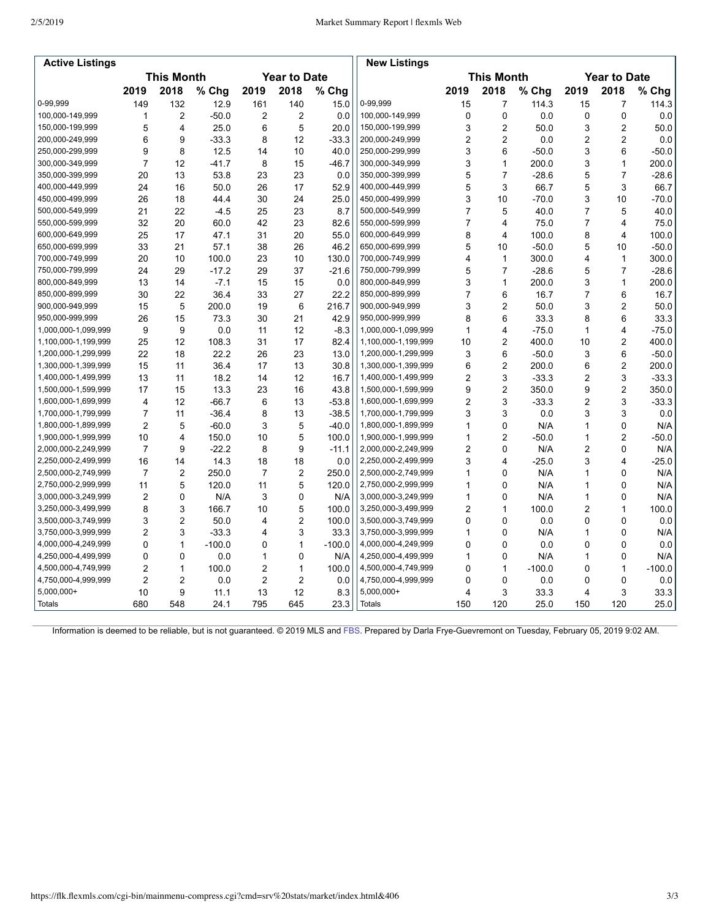## Active Listings

| | This Month | | | Year to Date | | |
|---|---|---|---|---|---|---|
| | 2019 | 2018 | % Chg | 2019 | 2018 | % Chg |
| 0-99,999 | 149 | 132 | 12.9 | 161 | 140 | 15.0 |
| 100,000-149,999 | 1 | 2 | -50.0 | 2 | 2 | 0.0 |
| 150,000-199,999 | 5 | 4 | 25.0 | 6 | 5 | 20.0 |
| 200,000-249,999 | 6 | 9 | -33.3 | 8 | 12 | -33.3 |
| 250,000-299,999 | 9 | 8 | 12.5 | 14 | 10 | 40.0 |
| 300,000-349,999 | 7 | 12 | -41.7 | 8 | 15 | -46.7 |
| 350,000-399,999 | 20 | 13 | 53.8 | 23 | 23 | 0.0 |
| 400,000-449,999 | 24 | 16 | 50.0 | 26 | 17 | 52.9 |
| 450,000-499,999 | 26 | 18 | 44.4 | 30 | 24 | 25.0 |
| 500,000-549,999 | 21 | 22 | -4.5 | 25 | 23 | 8.7 |
| 550,000-599,999 | 32 | 20 | 60.0 | 42 | 23 | 82.6 |
| 600,000-649,999 | 25 | 17 | 47.1 | 31 | 20 | 55.0 |
| 650,000-699,999 | 33 | 21 | 57.1 | 38 | 26 | 46.2 |
| 700,000-749,999 | 20 | 10 | 100.0 | 23 | 10 | 130.0 |
| 750,000-799,999 | 24 | 29 | -17.2 | 29 | 37 | -21.6 |
| 800,000-849,999 | 13 | 14 | -7.1 | 15 | 15 | 0.0 |
| 850,000-899,999 | 30 | 22 | 36.4 | 33 | 27 | 22.2 |
| 900,000-949,999 | 15 | 5 | 200.0 | 19 | 6 | 216.7 |
| 950,000-999,999 | 26 | 15 | 73.3 | 30 | 21 | 42.9 |
| 1,000,000-1,099,999 | 9 | 9 | 0.0 | 11 | 12 | -8.3 |
| 1,100,000-1,199,999 | 25 | 12 | 108.3 | 31 | 17 | 82.4 |
| 1,200,000-1,299,999 | 22 | 18 | 22.2 | 26 | 23 | 13.0 |
| 1,300,000-1,399,999 | 15 | 11 | 36.4 | 17 | 13 | 30.8 |
| 1,400,000-1,499,999 | 13 | 11 | 18.2 | 14 | 12 | 16.7 |
| 1,500,000-1,599,999 | 17 | 15 | 13.3 | 23 | 16 | 43.8 |
| 1,600,000-1,699,999 | 4 | 12 | -66.7 | 6 | 13 | -53.8 |
| 1,700,000-1,799,999 | 7 | 11 | -36.4 | 8 | 13 | -38.5 |
| 1,800,000-1,899,999 | 2 | 5 | -60.0 | 3 | 5 | -40.0 |
| 1,900,000-1,999,999 | 10 | 4 | 150.0 | 10 | 5 | 100.0 |
| 2,000,000-2,249,999 | 7 | 9 | -22.2 | 8 | 9 | -11.1 |
| 2,250,000-2,499,999 | 16 | 14 | 14.3 | 18 | 18 | 0.0 |
| 2,500,000-2,749,999 | 7 | 2 | 250.0 | 7 | 2 | 250.0 |
| 2,750,000-2,999,999 | 11 | 5 | 120.0 | 11 | 5 | 120.0 |
| 3,000,000-3,249,999 | 2 | 0 | N/A | 3 | 0 | N/A |
| 3,250,000-3,499,999 | 8 | 3 | 166.7 | 10 | 5 | 100.0 |
| 3,500,000-3,749,999 | 3 | 2 | 50.0 | 4 | 2 | 100.0 |
| 3,750,000-3,999,999 | 2 | 3 | -33.3 | 4 | 3 | 33.3 |
| 4,000,000-4,249,999 | 0 | 1 | -100.0 | 0 | 1 | -100.0 |
| 4,250,000-4,499,999 | 0 | 0 | 0.0 | 1 | 0 | N/A |
| 4,500,000-4,749,999 | 2 | 1 | 100.0 | 2 | 1 | 100.0 |
| 4,750,000-4,999,999 | 2 | 2 | 0.0 | 2 | 2 | 0.0 |
| 5,000,000+ | 10 | 9 | 11.1 | 13 | 12 | 8.3 |
| Totals | 680 | 548 | 24.1 | 795 | 645 | 23.3 |

## New Listings

| | This Month | | | Year to Date | | |
|---|---|---|---|---|---|---|
| | 2019 | 2018 | % Chg | 2019 | 2018 | % Chg |
| 0-99,999 | 15 | 7 | 114.3 | 15 | 7 | 114.3 |
| 100,000-149,999 | 0 | 0 | 0.0 | 0 | 0 | 0.0 |
| 150,000-199,999 | 3 | 2 | 50.0 | 3 | 2 | 50.0 |
| 200,000-249,999 | 2 | 2 | 0.0 | 2 | 2 | 0.0 |
| 250,000-299,999 | 3 | 6 | -50.0 | 3 | 6 | -50.0 |
| 300,000-349,999 | 3 | 1 | 200.0 | 3 | 1 | 200.0 |
| 350,000-399,999 | 5 | 7 | -28.6 | 5 | 7 | -28.6 |
| 400,000-449,999 | 5 | 3 | 66.7 | 5 | 3 | 66.7 |
| 450,000-499,999 | 3 | 10 | -70.0 | 3 | 10 | -70.0 |
| 500,000-549,999 | 7 | 5 | 40.0 | 7 | 5 | 40.0 |
| 550,000-599,999 | 7 | 4 | 75.0 | 7 | 4 | 75.0 |
| 600,000-649,999 | 8 | 4 | 100.0 | 8 | 4 | 100.0 |
| 650,000-699,999 | 5 | 10 | -50.0 | 5 | 10 | -50.0 |
| 700,000-749,999 | 4 | 1 | 300.0 | 4 | 1 | 300.0 |
| 750,000-799,999 | 5 | 7 | -28.6 | 5 | 7 | -28.6 |
| 800,000-849,999 | 3 | 1 | 200.0 | 3 | 1 | 200.0 |
| 850,000-899,999 | 7 | 6 | 16.7 | 7 | 6 | 16.7 |
| 900,000-949,999 | 3 | 2 | 50.0 | 3 | 2 | 50.0 |
| 950,000-999,999 | 8 | 6 | 33.3 | 8 | 6 | 33.3 |
| 1,000,000-1,099,999 | 1 | 4 | -75.0 | 1 | 4 | -75.0 |
| 1,100,000-1,199,999 | 10 | 2 | 400.0 | 10 | 2 | 400.0 |
| 1,200,000-1,299,999 | 3 | 6 | -50.0 | 3 | 6 | -50.0 |
| 1,300,000-1,399,999 | 6 | 2 | 200.0 | 6 | 2 | 200.0 |
| 1,400,000-1,499,999 | 2 | 3 | -33.3 | 2 | 3 | -33.3 |
| 1,500,000-1,599,999 | 9 | 2 | 350.0 | 9 | 2 | 350.0 |
| 1,600,000-1,699,999 | 2 | 3 | -33.3 | 2 | 3 | -33.3 |
| 1,700,000-1,799,999 | 3 | 3 | 0.0 | 3 | 3 | 0.0 |
| 1,800,000-1,899,999 | 1 | 0 | N/A | 1 | 0 | N/A |
| 1,900,000-1,999,999 | 1 | 2 | -50.0 | 1 | 2 | -50.0 |
| 2,000,000-2,249,999 | 2 | 0 | N/A | 2 | 0 | N/A |
| 2,250,000-2,499,999 | 3 | 4 | -25.0 | 3 | 4 | -25.0 |
| 2,500,000-2,749,999 | 1 | 0 | N/A | 1 | 0 | N/A |
| 2,750,000-2,999,999 | 1 | 0 | N/A | 1 | 0 | N/A |
| 3,000,000-3,249,999 | 1 | 0 | N/A | 1 | 0 | N/A |
| 3,250,000-3,499,999 | 2 | 1 | 100.0 | 2 | 1 | 100.0 |
| 3,500,000-3,749,999 | 0 | 0 | 0.0 | 0 | 0 | 0.0 |
| 3,750,000-3,999,999 | 1 | 0 | N/A | 1 | 0 | N/A |
| 4,000,000-4,249,999 | 0 | 0 | 0.0 | 0 | 0 | 0.0 |
| 4,250,000-4,499,999 | 1 | 0 | N/A | 1 | 0 | N/A |
| 4,500,000-4,749,999 | 0 | 1 | -100.0 | 0 | 1 | -100.0 |
| 4,750,000-4,999,999 | 0 | 0 | 0.0 | 0 | 0 | 0.0 |
| 5,000,000+ | 4 | 3 | 33.3 | 4 | 3 | 33.3 |
| Totals | 150 | 120 | 25.0 | 150 | 120 | 25.0 |

Information is deemed to be reliable, but is not guaranteed. © 2019 MLS and FBS. Prepared by Darla Frye-Guevremont on Tuesday, February 05, 2019 9:02 AM.